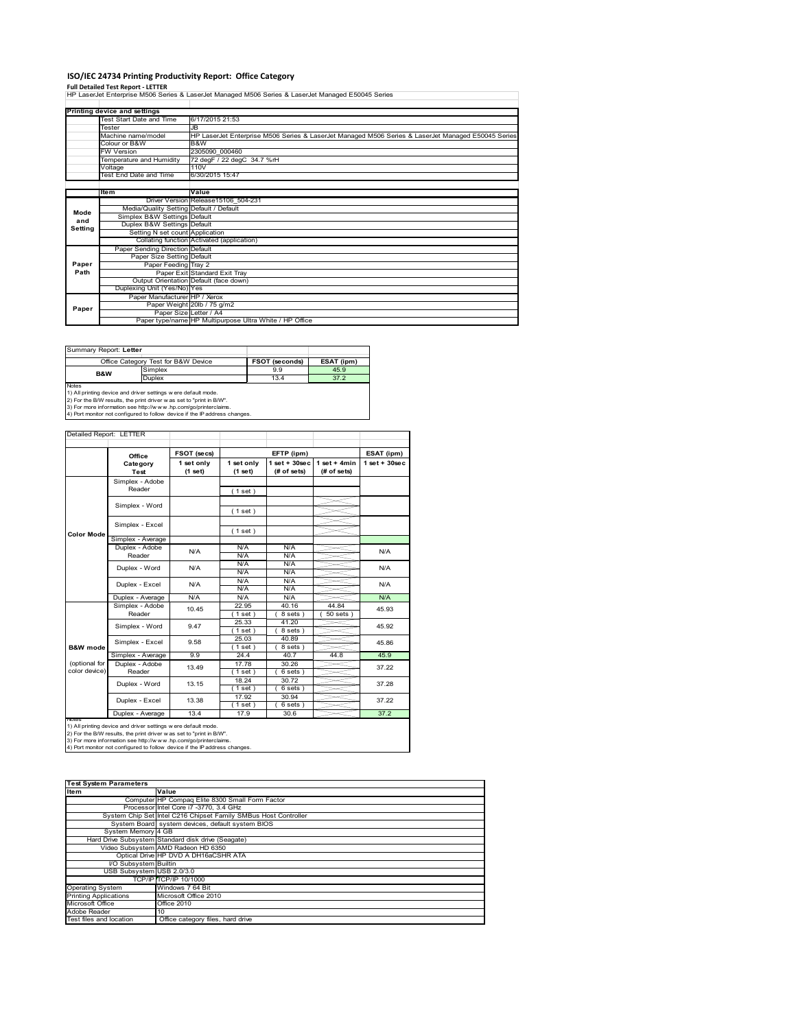# ISO/IEC 24734 Printing Productivity Report: Office Category

**Full Detailed Test Report - LETTER**

HP LaserJet Enterprise M506 Series & LaserJet Managed M506 Series & LaserJet Managed E50045 Series

| Printing device and settings | |
|---|---|
| Test Start Date and Time | 6/17/2015 21:53 |
| Tester | JB |
| Machine name/model | HP LaserJet Enterprise M506 Series & LaserJet Managed M506 Series & LaserJet Managed E50045 Series |
| Colour or B&W | B&W |
| FW Version | 2305090_000460 |
| Temperature and Humidity | 72 degF / 22 degC 34.7 %rH |
| Voltage | 110V |
| Test End Date and Time | 6/30/2015 15:47 |

| | Item | Value |
|---|---|---|
| Mode and Setting | Driver Version | Release15106_504-231 |
| | Media/Quality Setting | Default / Default |
| | Simplex B&W Settings | Default |
| | Duplex B&W Settings | Default |
| | Setting N set count | Application |
| | Collating function | Activated (application) |
| Paper Path | Paper Sending Direction | Default |
| | Paper Size Setting | Default |
| | Paper Feeding | Tray 2 |
| | Paper Exit | Standard Exit Tray |
| | Output Orientation | Default (face down) |
| | Duplexing Unit (Yes/No) | Yes |
| Paper | Paper Manufacturer | HP / Xerox |
| | Paper Weight | 20lb / 75 g/m2 |
| | Paper Size | Letter / A4 |
| | Paper type/name | HP Multipurpose Ultra White / HP Office |

Summary Report: **Letter**

| Office Category Test for B&W Device | | FSOT (seconds) | ESAT (ipm) |
|---|---|---|---|
| B&W | Simplex | 9.9 | 45.9 |
| | Duplex | 13.4 | 37.2 |

Notes
1) All printing device and driver settings were default mode.
2) For the B/W results, the print driver was set to "print in B/W".
3) For more information see http://www.hp.com/go/printerclaims.
4) Port monitor not configured to follow device if the IP address changes.

Detailed Report: LETTER

| | Office Category Test | FSOT (secs) 1 set only (1 set) | EFTP (ipm) 1 set only (1 set) | EFTP (ipm) 1 set + 30sec (# of sets) | EFTP (ipm) 1 set + 4min (# of sets) | ESAT (ipm) 1 set + 30sec |
|---|---|---|---|---|---|---|
| Color Mode | Simplex - Adobe Reader | | ( 1 set ) | | | |
| | Simplex - Word | | ( 1 set ) | | | |
| | Simplex - Excel | | ( 1 set ) | | | |
| | Simplex - Average | | | | | |
| | Duplex - Adobe Reader | N/A | N/A<br>N/A | N/A<br>N/A | | N/A |
| | Duplex - Word | N/A | N/A<br>N/A | N/A<br>N/A | | N/A |
| | Duplex - Excel | N/A | N/A<br>N/A | N/A<br>N/A | | N/A |
| | Duplex - Average | N/A | N/A | N/A | | N/A |
| B&W mode (optional for color device) | Simplex - Adobe Reader | 10.45 | 22.95<br>( 1 set ) | 40.16<br>( 8 sets ) | 44.84<br>( 50 sets ) | 45.93 |
| | Simplex - Word | 9.47 | 25.33<br>( 1 set ) | 41.20<br>( 8 sets ) | | 45.92 |
| | Simplex - Excel | 9.58 | 25.03<br>( 1 set ) | 40.89<br>( 8 sets ) | | 45.86 |
| | Simplex - Average | 9.9 | 24.4 | 40.7 | 44.8 | 45.9 |
| | Duplex - Adobe Reader | 13.49 | 17.78<br>( 1 set ) | 30.26<br>( 6 sets ) | | 37.22 |
| | Duplex - Word | 13.15 | 18.24<br>( 1 set ) | 30.72<br>( 6 sets ) | | 37.28 |
| | Duplex - Excel | 13.38 | 17.92<br>( 1 set ) | 30.94<br>( 6 sets ) | | 37.22 |
| | Duplex - Average | 13.4 | 17.9 | 30.6 | | 37.2 |

Notes
1) All printing device and driver settings were default mode.
2) For the B/W results, the print driver was set to "print in B/W".
3) For more information see http://www.hp.com/go/printerclaims.
4) Port monitor not configured to follow device if the IP address changes.

| Test System Parameters | |
|---|---|
| **Item** | **Value** |
| Computer | HP Compaq Elite 8300 Small Form Factor |
| Processor | Intel Core i7 -3770, 3.4 GHz |
| System Chip Set | Intel C216 Chipset Family SMBus Host Controller |
| System Board | system devices, default system BIOS |
| System Memory | 4 GB |
| Hard Drive Subsystem | Standard disk drive (Seagate) |
| Video Subsystem | AMD Radeon HD 6350 |
| Optical Drive | HP DVD A DH16aCSHR ATA |
| I/O Subsystem | Builtin |
| USB Subsystem | USB 2.0/3.0 |
| TCP/IP | TCP/IP 10/1000 |
| Operating System | Windows 7 64 Bit |
| Printing Applications | Microsoft Office 2010 |
| Microsoft Office | Office 2010 |
| Adobe Reader | 10 |
| Test files and location | Office category files, hard drive |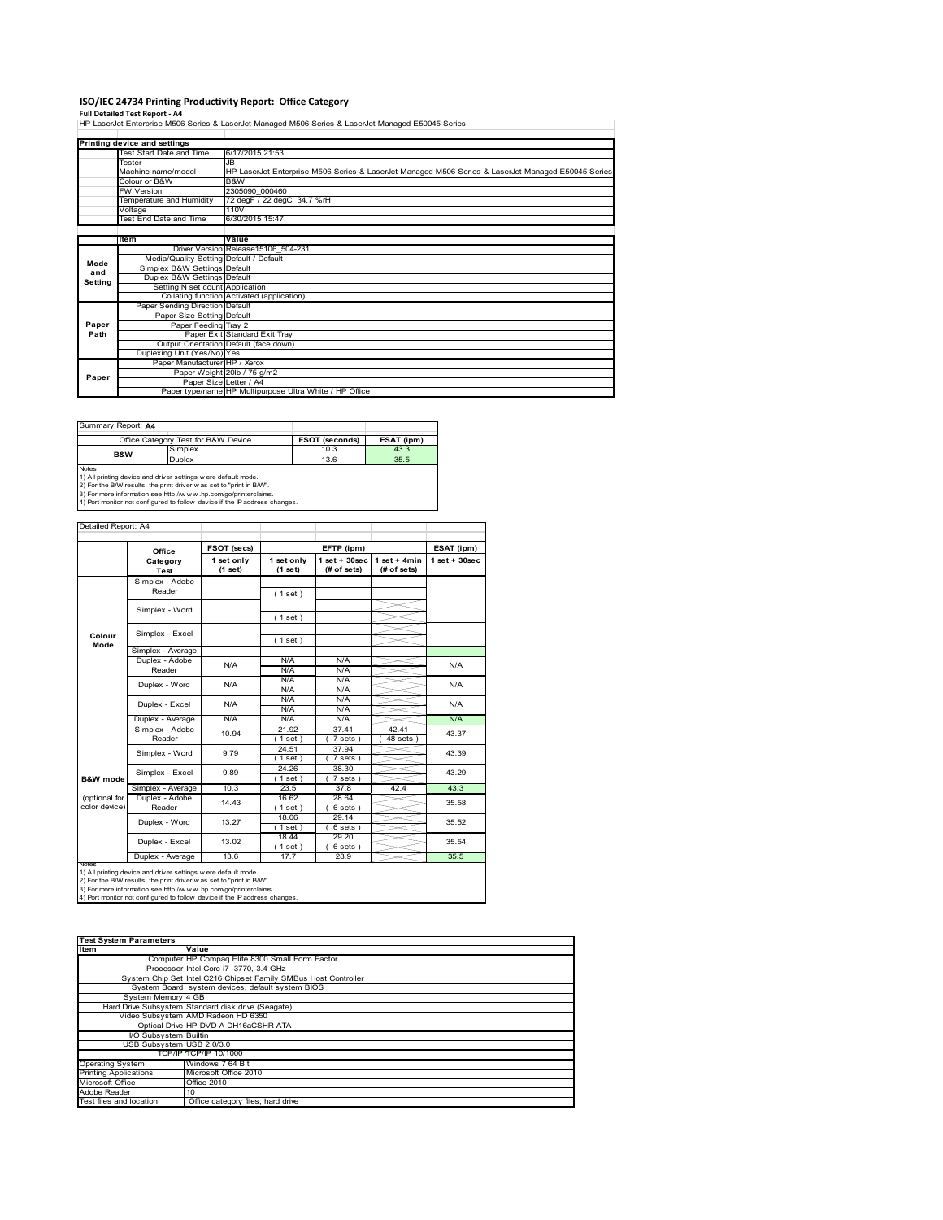# ISO/IEC 24734 Printing Productivity Report: Office Category

**Full Detailed Test Report - A4**

HP LaserJet Enterprise M506 Series & LaserJet Managed M506 Series & LaserJet Managed E50045 Series

| Printing device and settings | |
|---|---|
| Test Start Date and Time | 6/17/2015 21:53 |
| Tester | JB |
| Machine name/model | HP LaserJet Enterprise M506 Series & LaserJet Managed M506 Series & LaserJet Managed E50045 Series |
| Colour or B&W | B&W |
| FW Version | 2305090_000460 |
| Temperature and Humidity | 72 degF / 22 degC 34.7 %rH |
| Voltage | 110V |
| Test End Date and Time | 6/30/2015 15:47 |

| | Item | Value |
|---|---|---|
| Mode and Setting | Driver Version | Release15106_504-231 |
| | Media/Quality Setting | Default / Default |
| | Simplex B&W Settings | Default |
| | Duplex B&W Settings | Default |
| | Setting N set count | Application |
| | Collating function | Activated (application) |
| Paper Path | Paper Sending Direction | Default |
| | Paper Size Setting | Default |
| | Paper Feeding | Tray 2 |
| | Paper Exit | Standard Exit Tray |
| | Output Orientation | Default (face down) |
| | Duplexing Unit (Yes/No) | Yes |
| Paper | Paper Manufacturer | HP / Xerox |
| | Paper Weight | 20lb / 75 g/m2 |
| | Paper Size | Letter / A4 |
| | Paper type/name | HP Multipurpose Ultra White / HP Office |

Summary Report: **A4**

| Office Category Test for B&W Device | | FSOT (seconds) | ESAT (ipm) |
|---|---|---|---|
| B&W | Simplex | 10.3 | 43.3 |
| | Duplex | 13.6 | 35.5 |

Notes
1) All printing device and driver settings were default mode.
2) For the B/W results, the print driver was set to "print in B/W".
3) For more information see http://www.hp.com/go/printerclaims.
4) Port monitor not configured to follow device if the IP address changes.

Detailed Report: A4

| | Office Category Test | FSOT (secs) 1 set only (1 set) | EFTP (ipm) 1 set only (1 set) | EFTP (ipm) 1 set + 30sec (# of sets) | EFTP (ipm) 1 set + 4min (# of sets) | ESAT (ipm) 1 set + 30sec |
|---|---|---|---|---|---|---|
| Colour Mode | Simplex - Adobe Reader | | ( 1 set ) | | | |
| | Simplex - Word | | ( 1 set ) | | | |
| | Simplex - Excel | | ( 1 set ) | | | |
| | Simplex - Average | | | | | |
| | Duplex - Adobe Reader | N/A | N/A<br>N/A | N/A<br>N/A | | N/A |
| | Duplex - Word | N/A | N/A<br>N/A | N/A<br>N/A | | N/A |
| | Duplex - Excel | N/A | N/A<br>N/A | N/A<br>N/A | | N/A |
| | Duplex - Average | N/A | N/A | N/A | | N/A |
| B&W mode (optional for color device) | Simplex - Adobe Reader | 10.94 | 21.92<br>( 1 set ) | 37.41<br>( 7 sets ) | 42.41<br>( 48 sets ) | 43.37 |
| | Simplex - Word | 9.79 | 24.51<br>( 1 set ) | 37.94<br>( 7 sets ) | | 43.39 |
| | Simplex - Excel | 9.89 | 24.26<br>( 1 set ) | 38.30<br>( 7 sets ) | | 43.29 |
| | Simplex - Average | 10.3 | 23.5 | 37.8 | 42.4 | 43.3 |
| | Duplex - Adobe Reader | 14.43 | 16.62<br>( 1 set ) | 28.64<br>( 6 sets ) | | 35.58 |
| | Duplex - Word | 13.27 | 18.06<br>( 1 set ) | 29.14<br>( 6 sets ) | | 35.52 |
| | Duplex - Excel | 13.02 | 18.44<br>( 1 set ) | 29.20<br>( 6 sets ) | | 35.54 |
| | Duplex - Average | 13.6 | 17.7 | 28.9 | | 35.5 |

Notes
1) All printing device and driver settings were default mode.
2) For the B/W results, the print driver was set to "print in B/W".
3) For more information see http://www.hp.com/go/printerclaims.
4) Port monitor not configured to follow device if the IP address changes.

| Test System Parameters | |
|---|---|
| **Item** | **Value** |
| Computer | HP Compaq Elite 8300 Small Form Factor |
| Processor | Intel Core i7 -3770, 3.4 GHz |
| System Chip Set | Intel C216 Chipset Family SMBus Host Controller |
| System Board | system devices, default system BIOS |
| System Memory | 4 GB |
| Hard Drive Subsystem | Standard disk drive (Seagate) |
| Video Subsystem | AMD Radeon HD 6350 |
| Optical Drive | HP DVD A DH16aCSHR ATA |
| I/O Subsystem | Builtin |
| USB Subsystem | USB 2.0/3.0 |
| TCP/IP | TCP/IP 10/1000 |
| Operating System | Windows 7 64 Bit |
| Printing Applications | Microsoft Office 2010 |
| Microsoft Office | Office 2010 |
| Adobe Reader | 10 |
| Test files and location | Office category files, hard drive |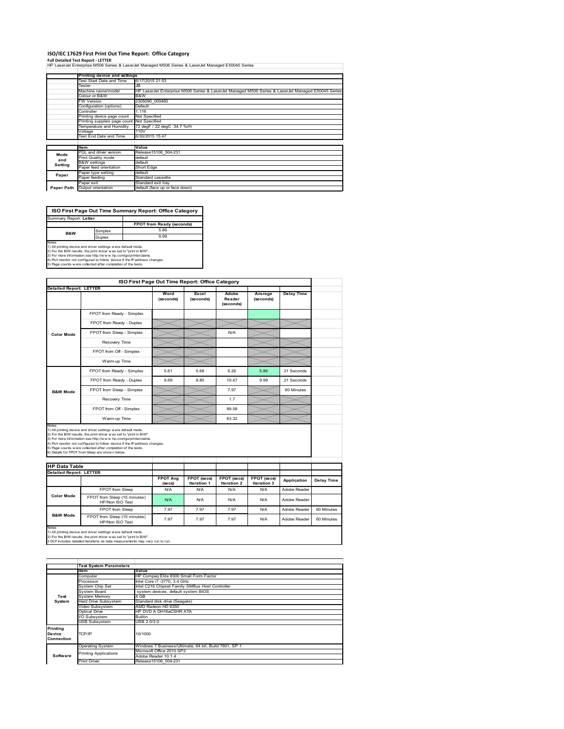# ISO/IEC 17629 First Print Out Time Report: Office Category

**Full Detailed Test Report - LETTER**

HP LaserJet Enterprise M506 Series & LaserJet Managed M506 Series & LaserJet Managed E50045 Series

| | Printing device and settings | |
|---|---|---|
| | Test Start Date and Time | 6/17/2015 21:53 |
| | Tester | JB |
| | Machine name/model | HP LaserJet Enterprise M506 Series & LaserJet Managed M506 Series & LaserJet Managed E50045 Series |
| | Colour or B&W | B&W |
| | FW Version | 2305090_000460 |
| | Configuration (options) | Default |
| | Controller | 1.116 |
| | Printing device page count | Not Specified |
| | Printing supplies page count | Not Specified |
| | Temperature and Humidity | 72 degF / 22 degC 34.7 %rH |
| | Voltage | 110V |
| | Test End Date and Time | 6/30/2015 15:47 |

| | Item | Value |
|---|---|---|
| Mode and Setting | PDL and driver version | Release15106_504-231 |
| | Print Quality mode | default |
| | B&W settings | default |
| | Paper feed orientation | Short Edge |
| Paper | Paper type setting | default |
| | Paper feeding | Standard cassette |
| | Paper exit | Standard exit tray |
| Paper Path | Output orientation | default (face up or face down) |

| ISO First Page Out Time Summary Report: Office Category | | |
|---|---|---|
| Summary Report: **Letter** | | |
| | | FPOT from Ready (seconds) |
| B&W | Simplex | 5.86 |
| | Duplex | 9.99 |

Notes
1) All printing device and driver settings were default mode.
2) For the B/W results, the print driver was set to "print in B/W".
3) For more information see http://www.hp.com/go/printerclaims.
4) Port monitor not configured to follow device if the IP address changes.
5) Page counts were collected after completion of the tests.

**ISO First Page Out Time Report: Office Category**

| Detailed Report: LETTER | | Word (seconds) | Excel (seconds) | Adobe Reader (seconds) | Average (seconds) | Delay Time |
|---|---|---|---|---|---|---|
| Color Mode | FPOT from Ready - Simplex | | | | | |
| | FPOT from Ready - Duplex | | | | | |
| | FPOT from Sleep - Simplex | | | N/A | | |
| | Recovery Time | | | | | |
| | FPOT from Off - Simplex | | | | | |
| | Warm-up Time | | | | | |
| B&W Mode | FPOT from Ready - Simplex | 5.61 | 5.68 | 6.26 | 5.86 | 21 Seconds |
| | FPOT from Ready - Duplex | 9.69 | 9.80 | 10.47 | 9.99 | 21 Seconds |
| | FPOT from Sleep - Simplex | | | 7.97 | | 60 Minutes |
| | Recovery Time | | | 1.7 | | |
| | FPOT from Off - Simplex | | | 89.58 | | |
| | Warm-up Time | | | 83.32 | | |

Notes
1) All printing device and driver settings were default mode.
2) For the B/W results, the print driver was set to "print in B/W".
3) For more information see http://www.hp.com/go/printerclaims.
4) Port monitor not configured to follow device if the IP address changes.
5) Page counts were collected after completion of the tests.
6) Details for FPOT from Sleep are shown below.

**HP Data Table**

| Detailed Report: LETTER | | FPOT Avg (secs) | FPOT (secs) Iteration 1 | FPOT (secs) Iteration 2 | FPOT (secs) Iteration 3 | Application | Delay Time |
|---|---|---|---|---|---|---|---|
| Color Mode | FPOT from Sleep | N/A | N/A | N/A | N/A | Adobe Reader | |
| | FPOT from Sleep (15 minutes) HP/Non ISO Test | N/A | N/A | N/A | N/A | Adobe Reader | |
| B&W Mode | FPOT from Sleep | 7.97 | 7.97 | 7.97 | N/A | Adobe Reader | 60 Minutes |
| | FPOT from Sleep (15 minutes) HP/Non ISO Test | 7.97 | 7.97 | 7.97 | N/A | Adobe Reader | 60 Minutes |

Notes
1) All printing device and driver settings were default mode.
2) For the B/W results, the print driver was set to "print in B/W".
3 DLP includes detailed iterations as data measurements may vary run to run.

| | Test System Parameters | |
|---|---|---|
| | Item | Value |
| Test System | Computer | HP Compaq Elite 8300 Small Form Factor |
| | Processor | Intel Core i7 -3770, 3.4 GHz |
| | System Chip Set | Intel C216 Chipset Family SMBus Host Controller |
| | System Board | system devices, default system BIOS |
| | System Memory | 4 GB |
| | Hard Drive Subsystem | Standard disk drive (Seagate) |
| | Video Subsystem | AMD Radeon HD 6350 |
| | Optical Drive | HP DVD A DH16aCSHR ATA |
| | I/O Subsystem | Builtin |
| | USB Subsystem | USB 2.0/3.0 |
| Printing Device Connection | TCP/IP | 10/1000 |
| Software | Operating System | Windows 7 Business/Ultimate, 64 bit, Build 7601, SP 1 |
| | Printing Applications | Microsoft Office 2010 SP2 |
| | | Adobe Reader 10.1.4 |
| | Print Driver | Release15106_504-231 |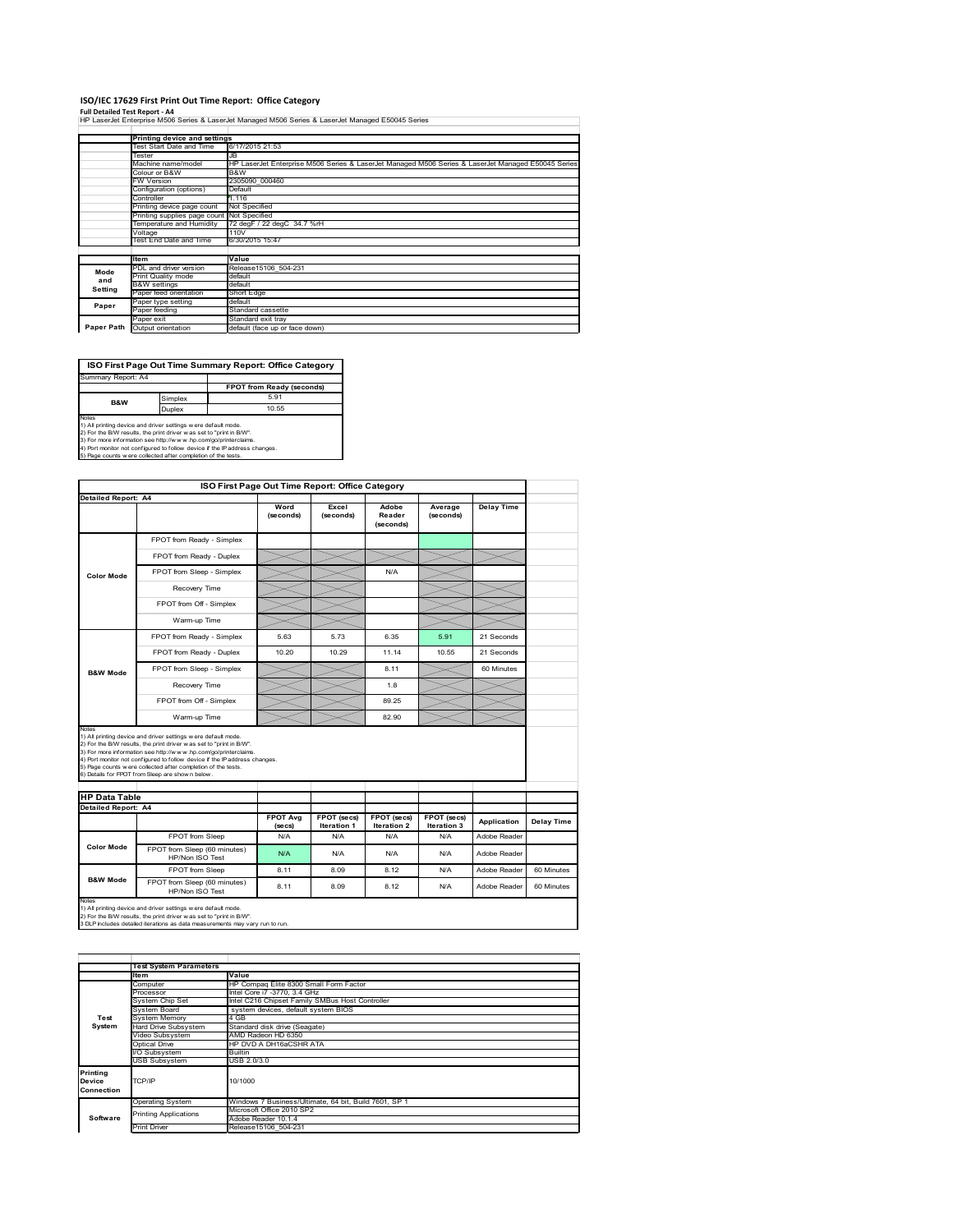# ISO/IEC 17629 First Print Out Time Report: Office Category

**Full Detailed Test Report - A4**

HP LaserJet Enterprise M506 Series & LaserJet Managed M506 Series & LaserJet Managed E50045 Series

| | Printing device and settings | |
|---|---|---|
| | Test Start Date and Time | 6/17/2015 21:53 |
| | Tester | JB |
| | Machine name/model | HP LaserJet Enterprise M506 Series & LaserJet Managed M506 Series & LaserJet Managed E50045 Series |
| | Colour or B&W | B&W |
| | FW Version | 2305090_000460 |
| | Configuration (options) | Default |
| | Controller | 1.116 |
| | Printing device page count | Not Specified |
| | Printing supplies page count | Not Specified |
| | Temperature and Humidity | 72 degF / 22 degC 34.7 %rH |
| | Voltage | 110V |
| | Test End Date and Time | 6/30/2015 15:47 |

| | Item | Value |
|---|---|---|
| Mode and Setting | PDL and driver version | Release15106_504-231 |
| | Print Quality mode | default |
| | B&W settings | default |
| | Paper feed orientation | Short Edge |
| Paper | Paper type setting | default |
| | Paper feeding | Standard cassette |
| | Paper exit | Standard exit tray |
| Paper Path | Output orientation | default (face up or face down) |

**ISO First Page Out Time Summary Report: Office Category**

| Summary Report: A4 | | |
|---|---|---|
| | | FPOT from Ready (seconds) |
| B&W | Simplex | 5.91 |
| | Duplex | 10.55 |

Notes
1) All printing device and driver settings were default mode.
2) For the B/W results, the print driver was set to "print in B/W".
3) For more information see http://www.hp.com/go/printerclaims.
4) Port monitor not configured to follow device if the IP address changes.
5) Page counts were collected after completion of the tests.

**ISO First Page Out Time Report: Office Category**

| Detailed Report: A4 | | Word (seconds) | Excel (seconds) | Adobe Reader (seconds) | Average (seconds) | Delay Time |
|---|---|---|---|---|---|---|
| Color Mode | FPOT from Ready - Simplex | | | | | |
| | FPOT from Ready - Duplex | | | | | |
| | FPOT from Sleep - Simplex | | | N/A | | |
| | Recovery Time | | | | | |
| | FPOT from Off - Simplex | | | | | |
| | Warm-up Time | | | | | |
| B&W Mode | FPOT from Ready - Simplex | 5.63 | 5.73 | 6.35 | 5.91 | 21 Seconds |
| | FPOT from Ready - Duplex | 10.20 | 10.29 | 11.14 | 10.55 | 21 Seconds |
| | FPOT from Sleep - Simplex | | | 8.11 | | 60 Minutes |
| | Recovery Time | | | 1.8 | | |
| | FPOT from Off - Simplex | | | 89.25 | | |
| | Warm-up Time | | | 82.90 | | |

Notes
1) All printing device and driver settings were default mode.
2) For the B/W results, the print driver was set to "print in B/W".
3) For more information see http://www.hp.com/go/printerclaims.
4) Port monitor not configured to follow device if the IP address changes.
5) Page counts were collected after completion of the tests.
6) Details for FPOT from Sleep are shown below.

**HP Data Table**

| Detailed Report: A4 | | FPOT Avg (secs) | FPOT (secs) Iteration 1 | FPOT (secs) Iteration 2 | FPOT (secs) Iteration 3 | Application | Delay Time |
|---|---|---|---|---|---|---|---|
| Color Mode | FPOT from Sleep | N/A | N/A | N/A | N/A | Adobe Reader | |
| | FPOT from Sleep (60 minutes) HP/Non ISO Test | N/A | N/A | N/A | N/A | Adobe Reader | |
| B&W Mode | FPOT from Sleep | 8.11 | 8.09 | 8.12 | N/A | Adobe Reader | 60 Minutes |
| | FPOT from Sleep (60 minutes) HP/Non ISO Test | 8.11 | 8.09 | 8.12 | N/A | Adobe Reader | 60 Minutes |

Notes
1) All printing device and driver settings were default mode.
2) For the B/W results, the print driver was set to "print in B/W".
3 DLP includes detailed iterations as data measurements may vary run to run.

| | Test System Parameters | |
|---|---|---|
| | Item | Value |
| Test System | Computer | HP Compaq Elite 8300 Small Form Factor |
| | Processor | Intel Core i7 -3770, 3.4 GHz |
| | System Chip Set | Intel C216 Chipset Family SMBus Host Controller |
| | System Board | system devices, default system BIOS |
| | System Memory | 4 GB |
| | Hard Drive Subsystem | Standard disk drive (Seagate) |
| | Video Subsystem | AMD Radeon HD 6350 |
| | Optical Drive | HP DVD A DH16aCSHR ATA |
| | I/O Subsystem | Builtin |
| | USB Subsystem | USB 2.0/3.0 |
| Printing Device Connection | TCP/IP | 10/1000 |
| Software | Operating System | Windows 7 Business/Ultimate, 64 bit, Build 7601, SP 1 |
| | Printing Applications | Microsoft Office 2010 SP2 Adobe Reader 10.1.4 |
| | Print Driver | Release15106_504-231 |